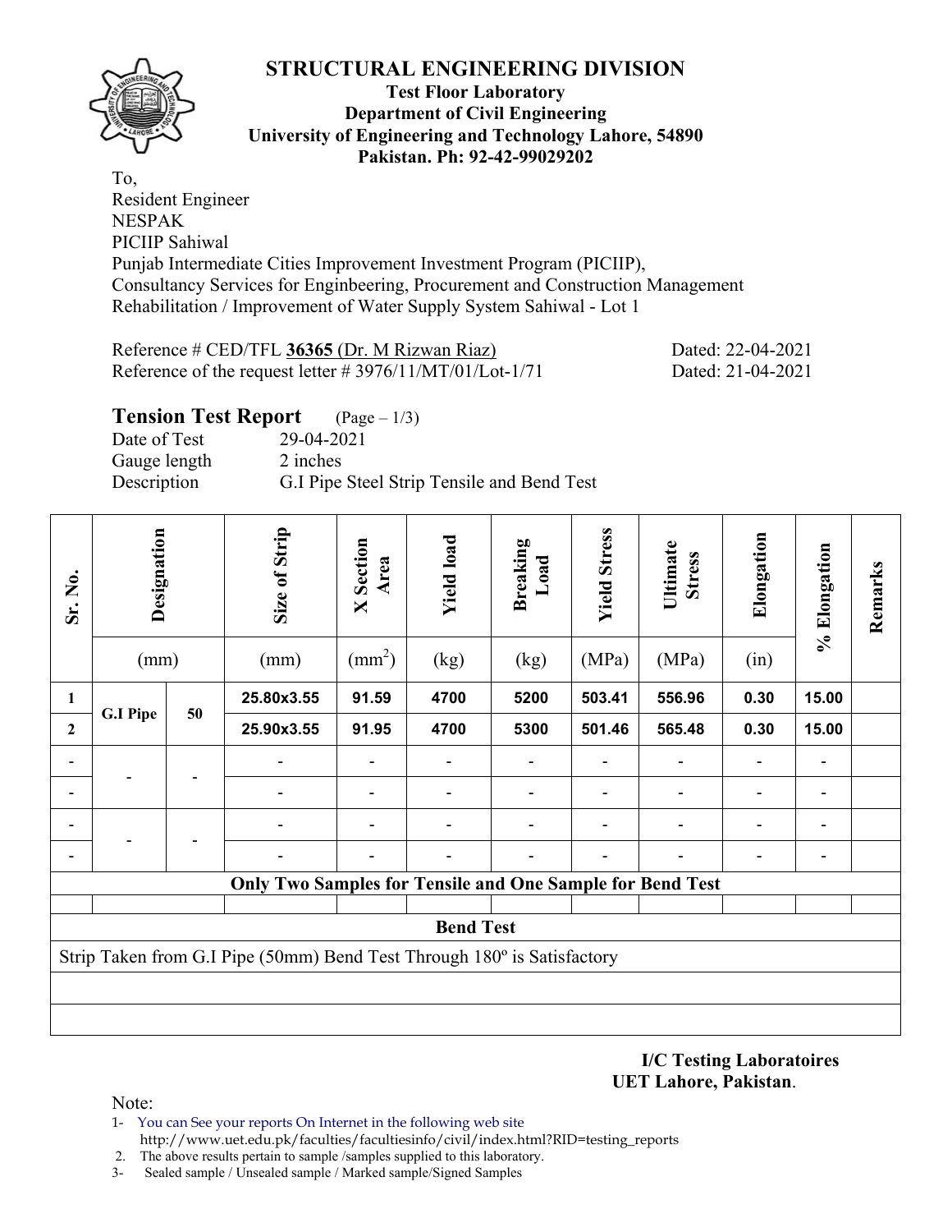# STRUCTURAL ENGINEERING DIVISION

**Test Floor Laboratory**
**Department of Civil Engineering**
**University of Engineering and Technology Lahore, 54890**
**Pakistan. Ph: 92-42-99029202**

To,
Resident Engineer
NESPAK
PICIIP Sahiwal
Punjab Intermediate Cities Improvement Investment Program (PICIIP),
Consultancy Services for Enginbeering, Procurement and Construction Management
Rehabilitation / Improvement of Water Supply System Sahiwal - Lot 1

Reference # CED/TFL **36365** (Dr. M Rizwan Riaz) Dated: 22-04-2021
Reference of the request letter # 3976/11/MT/01/Lot-1/71 Dated: 21-04-2021

## Tension Test Report (Page – 1/3)

Date of Test 29-04-2021
Gauge length 2 inches
Description G.I Pipe Steel Strip Tensile and Bend Test

| Sr. No. | Designation | | Size of Strip | X Section Area | Yield load | Breaking Load | Yield Stress | Ultimate Stress | Elongation | % Elongation | Remarks |
|---|---|---|---|---|---|---|---|---|---|---|---|
| | (mm) | | (mm) | ($mm^2$) | (kg) | (kg) | (MPa) | (MPa) | (in) | | |
| **1** | **G.I Pipe** | **50** | **25.80x3.55** | **91.59** | **4700** | **5200** | **503.41** | **556.96** | **0.30** | **15.00** | |
| **2** | | | **25.90x3.55** | **91.95** | **4700** | **5300** | **501.46** | **565.48** | **0.30** | **15.00** | |
| - | - | - | - | - | - | - | - | - | - | - | |
| - | | | - | - | - | - | - | - | - | - | |
| - | - | - | - | - | - | - | - | - | - | - | |
| - | | | - | - | - | - | - | - | - | - | |
| **Only Two Samples for Tensile and One Sample for Bend Test** | | | | | | | | | | | |
| | | | | | | | | | | | |
| **Bend Test** | | | | | | | | | | | |
| Strip Taken from G.I Pipe (50mm) Bend Test Through 180º is Satisfactory | | | | | | | | | | | |

**I/C Testing Laboratoires**
**UET Lahore, Pakistan**.

Note:
1- You can See your reports On Internet in the following web site
http://www.uet.edu.pk/faculties/facultiesinfo/civil/index.html?RID=testing_reports
2. The above results pertain to sample /samples supplied to this laboratory.
3- Sealed sample / Unsealed sample / Marked sample/Signed Samples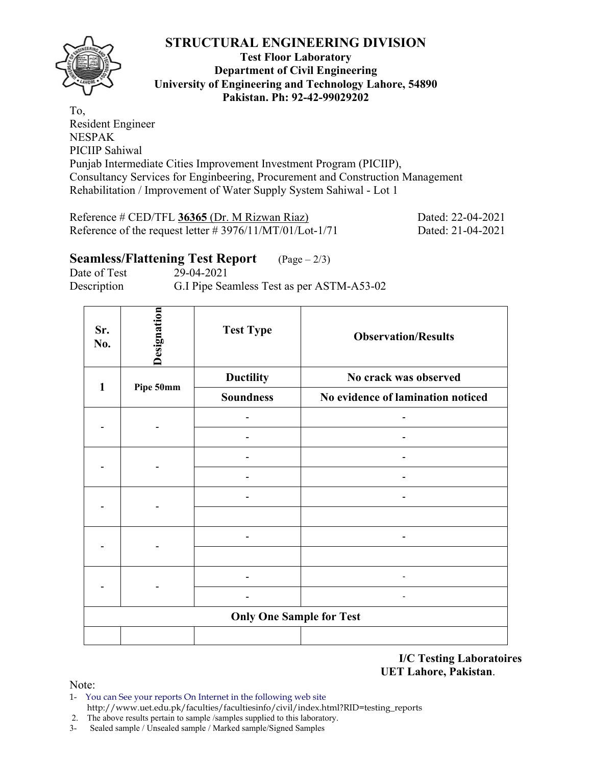# STRUCTURAL ENGINEERING DIVISION

**Test Floor Laboratory**
**Department of Civil Engineering**
**University of Engineering and Technology Lahore, 54890**
**Pakistan. Ph: 92-42-99029202**

To,
Resident Engineer
NESPAK
PICIIP Sahiwal
Punjab Intermediate Cities Improvement Investment Program (PICIIP),
Consultancy Services for Enginbeering, Procurement and Construction Management
Rehabilitation / Improvement of Water Supply System Sahiwal - Lot 1

Reference # CED/TFL **36365** (Dr. M Rizwan Riaz) Dated: 22-04-2021
Reference of the request letter # 3976/11/MT/01/Lot-1/71 Dated: 21-04-2021

## Seamless/Flattening Test Report (Page – 2/3)

Date of Test 29-04-2021
Description G.I Pipe Seamless Test as per ASTM-A53-02

| Sr. No. | Designation | Test Type | Observation/Results |
|---|---|---|---|
| 1 | Pipe 50mm | Ductility | No crack was observed |
| | | Soundness | No evidence of lamination noticed |
| - | - | - | - |
| | | - | - |
| - | - | - | - |
| | | - | - |
| - | - | - | - |
| | | | |
| - | - | - | - |
| | | | |
| - | - | - | - |
| | | - | - |
| **Only One Sample for Test** | | | |
| | | | |

**I/C Testing Laboratoires**
**UET Lahore, Pakistan.**

Note:
1- You can See your reports On Internet in the following web site
http://www.uet.edu.pk/faculties/facultiesinfo/civil/index.html?RID=testing_reports
2. The above results pertain to sample /samples supplied to this laboratory.
3- Sealed sample / Unsealed sample / Marked sample/Signed Samples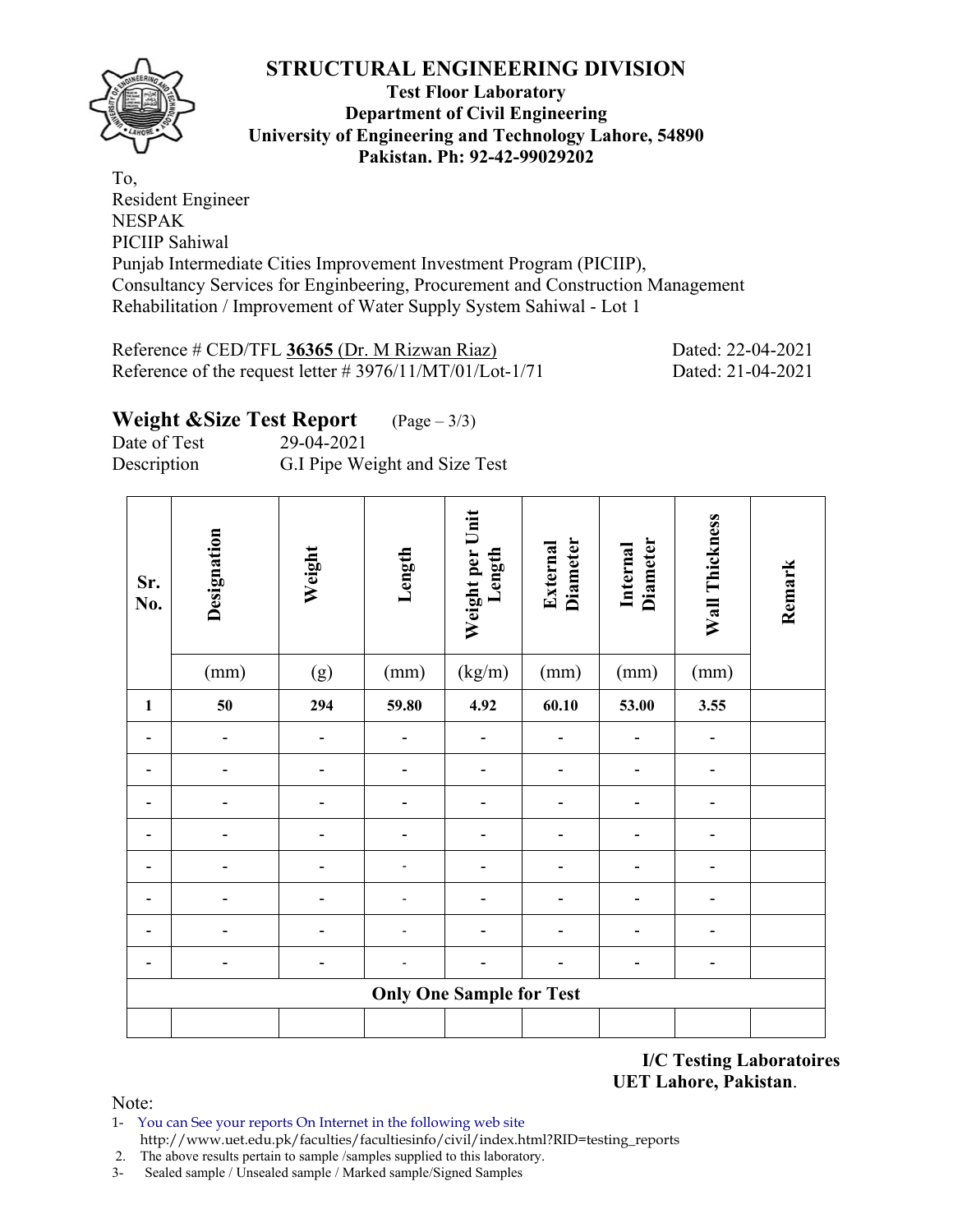# STRUCTURAL ENGINEERING DIVISION

**Test Floor Laboratory**
**Department of Civil Engineering**
**University of Engineering and Technology Lahore, 54890**
**Pakistan. Ph: 92-42-99029202**

To,
Resident Engineer
NESPAK
PICIIP Sahiwal
Punjab Intermediate Cities Improvement Investment Program (PICIIP),
Consultancy Services for Enginbeering, Procurement and Construction Management
Rehabilitation / Improvement of Water Supply System Sahiwal - Lot 1

Reference # CED/TFL **36365** (Dr. M Rizwan Riaz) Dated: 22-04-2021
Reference of the request letter # 3976/11/MT/01/Lot-1/71 Dated: 21-04-2021

## Weight &Size Test Report (Page – 3/3)

Date of Test 29-04-2021
Description G.I Pipe Weight and Size Test

| Sr. No. | Designation | Weight | Length | Weight per Unit Length | External Diameter | Internal Diameter | Wall Thickness | Remark |
|---|---|---|---|---|---|---|---|---|
| | (mm) | (g) | (mm) | (kg/m) | (mm) | (mm) | (mm) | |
| **1** | **50** | **294** | **59.80** | **4.92** | **60.10** | **53.00** | **3.55** | |
| - | - | - | - | - | - | - | - | |
| - | - | - | - | - | - | - | - | |
| - | - | - | - | - | - | - | - | |
| - | - | - | - | - | - | - | - | |
| - | - | - | - | - | - | - | - | |
| - | - | - | - | - | - | - | - | |
| - | - | - | - | - | - | - | - | |
| - | - | - | - | - | - | - | - | |
| **Only One Sample for Test** | | | | | | | | |
| | | | | | | | | |

**I/C Testing Laboratoires**
**UET Lahore, Pakistan**.

Note:
1- You can See your reports On Internet in the following web site
http://www.uet.edu.pk/faculties/facultiesinfo/civil/index.html?RID=testing_reports
2. The above results pertain to sample /samples supplied to this laboratory.
3- Sealed sample / Unsealed sample / Marked sample/Signed Samples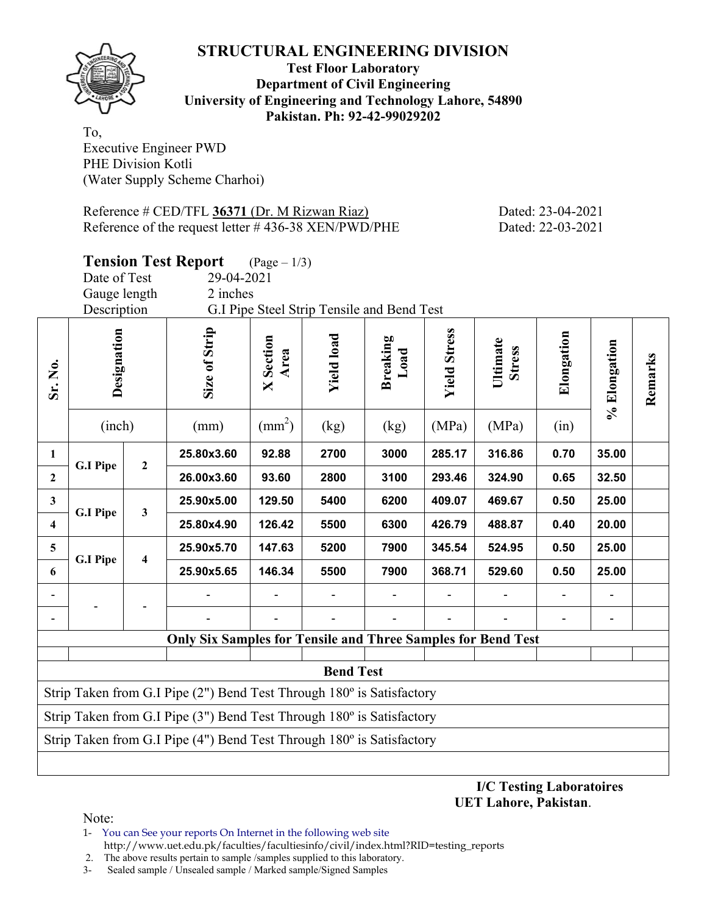# STRUCTURAL ENGINEERING DIVISION

**Test Floor Laboratory**
**Department of Civil Engineering**
**University of Engineering and Technology Lahore, 54890**
**Pakistan. Ph: 92-42-99029202**

To,
Executive Engineer PWD
PHE Division Kotli
(Water Supply Scheme Charhoi)

Reference # CED/TFL **36371** (Dr. M Rizwan Riaz) Dated: 23-04-2021
Reference of the request letter # 436-38 XEN/PWD/PHE Dated: 22-03-2021

## Tension Test Report (Page – 1/3)

Date of Test 29-04-2021
Gauge length 2 inches
Description G.I Pipe Steel Strip Tensile and Bend Test

| Sr. No. | Designation | | Size of Strip | X Section Area | Yield load | Breaking Load | Yield Stress | Ultimate Stress | Elongation | % Elongation | Remarks |
|---|---|---|---|---|---|---|---|---|---|---|---|
| | (inch) | | (mm) | (mm$^2$) | (kg) | (kg) | (MPa) | (MPa) | (in) | | |
| **1** | **G.I Pipe** | **2** | **25.80x3.60** | **92.88** | **2700** | **3000** | **285.17** | **316.86** | **0.70** | **35.00** | |
| **2** | | | **26.00x3.60** | **93.60** | **2800** | **3100** | **293.46** | **324.90** | **0.65** | **32.50** | |
| **3** | **G.I Pipe** | **3** | **25.90x5.00** | **129.50** | **5400** | **6200** | **409.07** | **469.67** | **0.50** | **25.00** | |
| **4** | | | **25.80x4.90** | **126.42** | **5500** | **6300** | **426.79** | **488.87** | **0.40** | **20.00** | |
| **5** | **G.I Pipe** | **4** | **25.90x5.70** | **147.63** | **5200** | **7900** | **345.54** | **524.95** | **0.50** | **25.00** | |
| **6** | | | **25.90x5.65** | **146.34** | **5500** | **7900** | **368.71** | **529.60** | **0.50** | **25.00** | |
| - | - | - | - | - | - | - | - | - | - | - | |
| - | | | - | - | - | - | - | - | - | - | |
| **Only Six Samples for Tensile and Three Samples for Bend Test** | | | | | | | | | | | |
| **Bend Test** | | | | | | | | | | | |
| Strip Taken from G.I Pipe (2") Bend Test Through 180º is Satisfactory | | | | | | | | | | | |
| Strip Taken from G.I Pipe (3") Bend Test Through 180º is Satisfactory | | | | | | | | | | | |
| Strip Taken from G.I Pipe (4") Bend Test Through 180º is Satisfactory | | | | | | | | | | | |

**I/C Testing Laboratoires**
**UET Lahore, Pakistan**.

Note:
1- You can See your reports On Internet in the following web site
http://www.uet.edu.pk/faculties/facultiesinfo/civil/index.html?RID=testing_reports
2. The above results pertain to sample /samples supplied to this laboratory.
3- Sealed sample / Unsealed sample / Marked sample/Signed Samples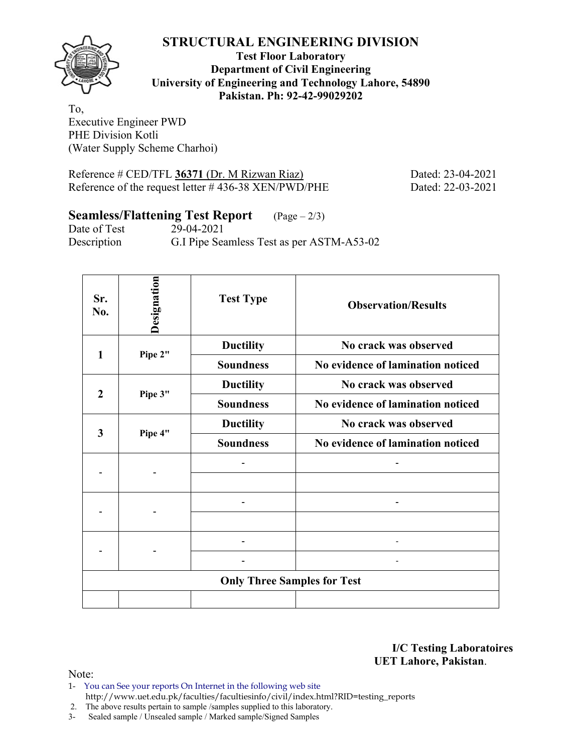# STRUCTURAL ENGINEERING DIVISION

**Test Floor Laboratory**
**Department of Civil Engineering**
**University of Engineering and Technology Lahore, 54890**
**Pakistan. Ph: 92-42-99029202**

To,
Executive Engineer PWD
PHE Division Kotli
(Water Supply Scheme Charhoi)

Reference # CED/TFL **36371** (Dr. M Rizwan Riaz) Dated: 23-04-2021
Reference of the request letter # 436-38 XEN/PWD/PHE Dated: 22-03-2021

## Seamless/Flattening Test Report (Page – 2/3)

Date of Test 29-04-2021
Description G.I Pipe Seamless Test as per ASTM-A53-02

| Sr. No. | Designation | Test Type | Observation/Results |
|---|---|---|---|
| 1 | Pipe 2" | Ductility | No crack was observed |
| | | Soundness | No evidence of lamination noticed |
| 2 | Pipe 3" | Ductility | No crack was observed |
| | | Soundness | No evidence of lamination noticed |
| 3 | Pipe 4" | Ductility | No crack was observed |
| | | Soundness | No evidence of lamination noticed |
| - | - | - | - |
| | | | |
| - | - | - | - |
| | | | |
| - | - | - | - |
| | | - | - |
| **Only Three Samples for Test** | | | |
| | | | |

**I/C Testing Laboratoires**
**UET Lahore, Pakistan**.

Note:
1- You can See your reports On Internet in the following web site
http://www.uet.edu.pk/faculties/facultiesinfo/civil/index.html?RID=testing_reports
2. The above results pertain to sample /samples supplied to this laboratory.
3- Sealed sample / Unsealed sample / Marked sample/Signed Samples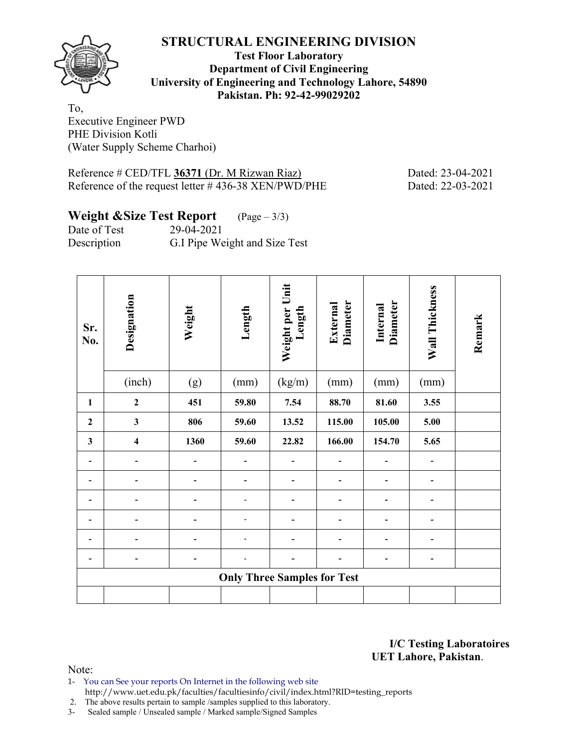# STRUCTURAL ENGINEERING DIVISION

**Test Floor Laboratory**
**Department of Civil Engineering**
**University of Engineering and Technology Lahore, 54890**
**Pakistan. Ph: 92-42-99029202**

To,
Executive Engineer PWD
PHE Division Kotli
(Water Supply Scheme Charhoi)

Reference # CED/TFL **36371** (Dr. M Rizwan Riaz) Dated: 23-04-2021
Reference of the request letter # 436-38 XEN/PWD/PHE Dated: 22-03-2021

## Weight &Size Test Report (Page – 3/3)

Date of Test 29-04-2021
Description G.I Pipe Weight and Size Test

| Sr. No. | Designation | Weight | Length | Weight per Unit Length | External Diameter | Internal Diameter | Wall Thickness | Remark |
|---|---|---|---|---|---|---|---|---|
| | (inch) | (g) | (mm) | (kg/m) | (mm) | (mm) | (mm) | |
| **1** | **2** | **451** | **59.80** | **7.54** | **88.70** | **81.60** | **3.55** | |
| **2** | **3** | **806** | **59.60** | **13.52** | **115.00** | **105.00** | **5.00** | |
| **3** | **4** | **1360** | **59.60** | **22.82** | **166.00** | **154.70** | **5.65** | |
| - | - | - | - | - | - | - | - | |
| - | - | - | - | - | - | - | - | |
| - | - | - | - | - | - | - | - | |
| - | - | - | - | - | - | - | - | |
| - | - | - | - | - | - | - | - | |
| - | - | - | - | - | - | - | - | |
| **Only Three Samples for Test** | | | | | | | | |
| | | | | | | | | |

**I/C Testing Laboratoires**
**UET Lahore, Pakistan**.

Note:
1- You can See your reports On Internet in the following web site
http://www.uet.edu.pk/faculties/facultiesinfo/civil/index.html?RID=testing_reports
2. The above results pertain to sample /samples supplied to this laboratory.
3- Sealed sample / Unsealed sample / Marked sample/Signed Samples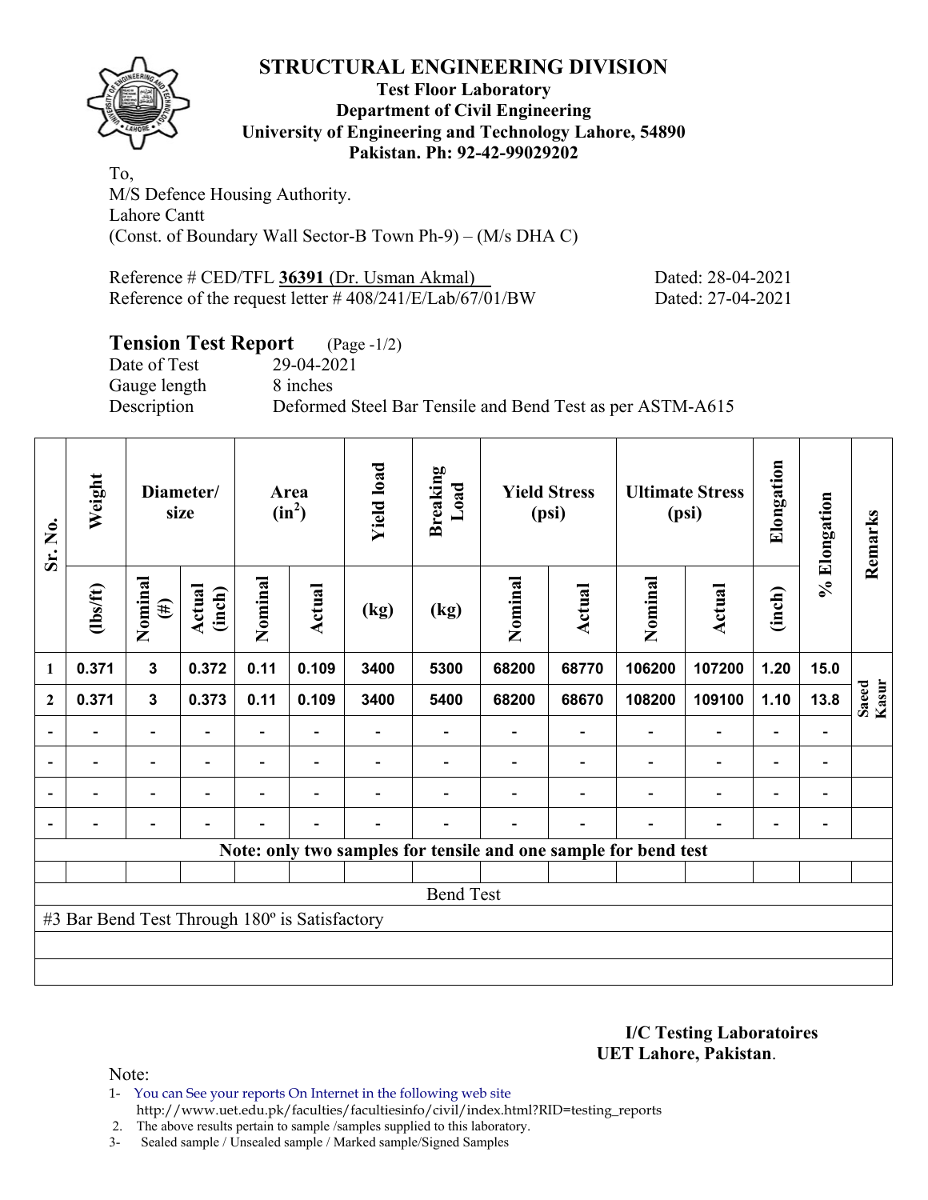# STRUCTURAL ENGINEERING DIVISION

**Test Floor Laboratory**
**Department of Civil Engineering**
**University of Engineering and Technology Lahore, 54890**
**Pakistan. Ph: 92-42-99029202**

To,
M/S Defence Housing Authority.
Lahore Cantt
(Const. of Boundary Wall Sector-B Town Ph-9) – (M/s DHA C)

Reference # CED/TFL **36391** (Dr. Usman Akmal) Dated: 28-04-2021
Reference of the request letter # 408/241/E/Lab/67/01/BW Dated: 27-04-2021

## Tension Test Report (Page -1/2)

Date of Test 29-04-2021
Gauge length 8 inches
Description Deformed Steel Bar Tensile and Bend Test as per ASTM-A615

| Sr. No. | Weight | Diameter/ size | | Area ($in^2$) | | Yield load | Breaking Load | Yield Stress (psi) | | Ultimate Stress (psi) | | Elongation | % Elongation | Remarks |
|---|---|---|---|---|---|---|---|---|---|---|---|---|---|---|
| | (lbs/ft) | Nominal (#) | Actual (inch) | Nominal | Actual | (kg) | (kg) | Nominal | Actual | Nominal | Actual | (inch) | | |
| 1 | 0.371 | 3 | 0.372 | 0.11 | 0.109 | 3400 | 5300 | 68200 | 68770 | 106200 | 107200 | 1.20 | 15.0 | Saeed Kasur |
| 2 | 0.371 | 3 | 0.373 | 0.11 | 0.109 | 3400 | 5400 | 68200 | 68670 | 108200 | 109100 | 1.10 | 13.8 | |
| - | - | - | - | - | - | - | - | - | - | - | - | - | - | |
| - | - | - | - | - | - | - | - | - | - | - | - | - | - | |
| - | - | - | - | - | - | - | - | - | - | - | - | - | - | |
| - | - | - | - | - | - | - | - | - | - | - | - | - | - | |
| Note: only two samples for tensile and one sample for bend test | | | | | | | | | | | | | | |
| Bend Test | | | | | | | | | | | | | | |
| #3 Bar Bend Test Through 180º is Satisfactory | | | | | | | | | | | | | | |

**I/C Testing Laboratoires**
**UET Lahore, Pakistan**.

Note:
1- You can See your reports On Internet in the following web site
http://www.uet.edu.pk/faculties/facultiesinfo/civil/index.html?RID=testing_reports
2. The above results pertain to sample /samples supplied to this laboratory.
3- Sealed sample / Unsealed sample / Marked sample/Signed Samples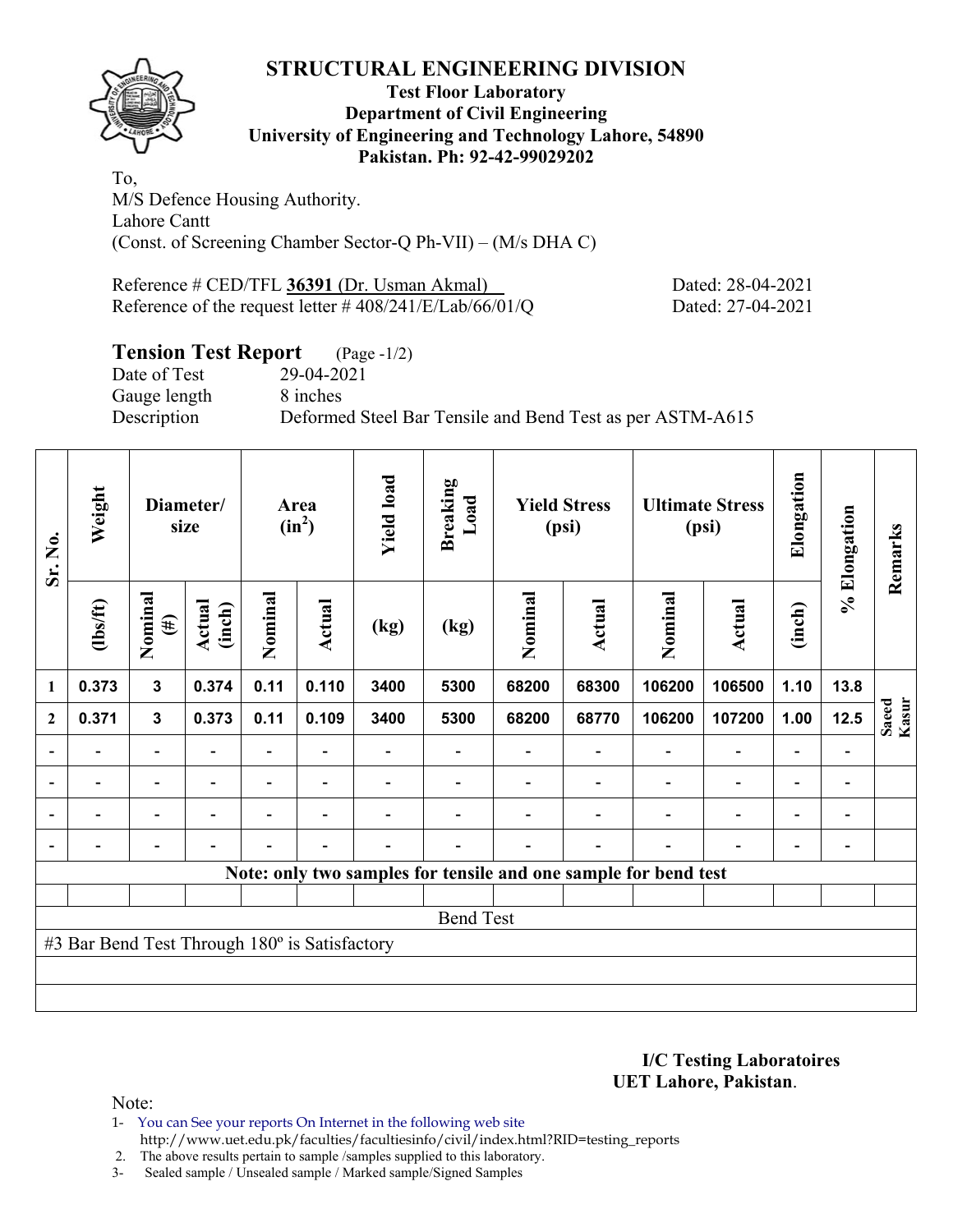# STRUCTURAL ENGINEERING DIVISION

**Test Floor Laboratory**
**Department of Civil Engineering**
**University of Engineering and Technology Lahore, 54890**
**Pakistan. Ph: 92-42-99029202**

To,
M/S Defence Housing Authority.
Lahore Cantt
(Const. of Screening Chamber Sector-Q Ph-VII) – (M/s DHA C)

Reference # CED/TFL **36391** (Dr. Usman Akmal) Dated: 28-04-2021
Reference of the request letter # 408/241/E/Lab/66/01/Q Dated: 27-04-2021

## Tension Test Report (Page -1/2)

Date of Test 29-04-2021
Gauge length 8 inches
Description Deformed Steel Bar Tensile and Bend Test as per ASTM-A615

| Sr. No. | Weight | Diameter/ size | | Area ($in^2$) | | Yield load | Breaking Load | Yield Stress (psi) | | Ultimate Stress (psi) | | Elongation | % Elongation | Remarks |
|---|---|---|---|---|---|---|---|---|---|---|---|---|---|---|
| | (lbs/ft) | Nominal (#) | Actual (inch) | Nominal | Actual | (kg) | (kg) | Nominal | Actual | Nominal | Actual | (inch) | | |
| 1 | 0.373 | 3 | 0.374 | 0.11 | 0.110 | 3400 | 5300 | 68200 | 68300 | 106200 | 106500 | 1.10 | 13.8 | Saeed Kasur |
| 2 | 0.371 | 3 | 0.373 | 0.11 | 0.109 | 3400 | 5300 | 68200 | 68770 | 106200 | 107200 | 1.00 | 12.5 | |
| - | - | - | - | - | - | - | - | - | - | - | - | - | - | |
| - | - | - | - | - | - | - | - | - | - | - | - | - | - | |
| - | - | - | - | - | - | - | - | - | - | - | - | - | - | |
| - | - | - | - | - | - | - | - | - | - | - | - | - | - | |
| **Note: only two samples for tensile and one sample for bend test** | | | | | | | | | | | | | | |
| | | | | | | | | | | | | | | |
| Bend Test | | | | | | | | | | | | | | |
| #3 Bar Bend Test Through 180º is Satisfactory | | | | | | | | | | | | | | |

**I/C Testing Laboratoires**
**UET Lahore, Pakistan**.

Note:
1- You can See your reports On Internet in the following web site
http://www.uet.edu.pk/faculties/facultiesinfo/civil/index.html?RID=testing_reports
2. The above results pertain to sample /samples supplied to this laboratory.
3- Sealed sample / Unsealed sample / Marked sample/Signed Samples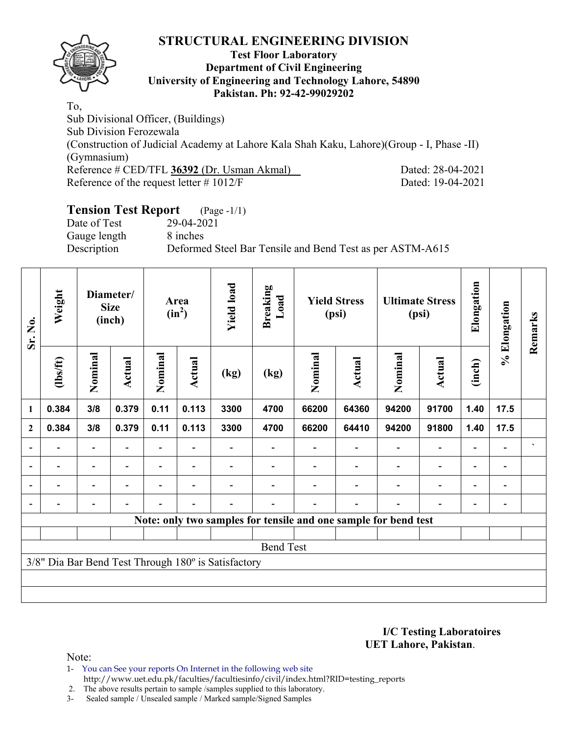# STRUCTURAL ENGINEERING DIVISION

**Test Floor Laboratory**
**Department of Civil Engineering**
**University of Engineering and Technology Lahore, 54890**
**Pakistan. Ph: 92-42-99029202**

To,
Sub Divisional Officer, (Buildings)
Sub Division Ferozewala
(Construction of Judicial Academy at Lahore Kala Shah Kaku, Lahore)(Group - I, Phase -II)
(Gymnasium)
Reference # CED/TFL **36392** (Dr. Usman Akmal) Dated: 28-04-2021
Reference of the request letter # 1012/F Dated: 19-04-2021

## Tension Test Report (Page -1/1)

Date of Test 29-04-2021
Gauge length 8 inches
Description Deformed Steel Bar Tensile and Bend Test as per ASTM-A615

| Sr. No. | Weight | Diameter/ Size (inch) | | Area ($in^2$) | | Yield load | Breaking Load | Yield Stress (psi) | | Ultimate Stress (psi) | | Elongation | % Elongation | Remarks |
|---|---|---|---|---|---|---|---|---|---|---|---|---|---|---|
| | (lbs/ft) | Nominal | Actual | Nominal | Actual | (kg) | (kg) | Nominal | Actual | Nominal | Actual | (inch) | | |
| 1 | 0.384 | 3/8 | 0.379 | 0.11 | 0.113 | 3300 | 4700 | 66200 | 64360 | 94200 | 91700 | 1.40 | 17.5 | |
| 2 | 0.384 | 3/8 | 0.379 | 0.11 | 0.113 | 3300 | 4700 | 66200 | 64410 | 94200 | 91800 | 1.40 | 17.5 | |
| - | - | - | - | - | - | - | - | - | - | - | - | - | - | ` |
| - | - | - | - | - | - | - | - | - | - | - | - | - | - | |
| - | - | - | - | - | - | - | - | - | - | - | - | - | - | |
| - | - | - | - | - | - | - | - | - | - | - | - | - | - | |

**Note: only two samples for tensile and one sample for bend test**

Bend Test

3/8" Dia Bar Bend Test Through 180º is Satisfactory

**I/C Testing Laboratoires**
**UET Lahore, Pakistan**.

Note:
1- You can See your reports On Internet in the following web site
http://www.uet.edu.pk/faculties/facultiesinfo/civil/index.html?RID=testing_reports
2. The above results pertain to sample /samples supplied to this laboratory.
3- Sealed sample / Unsealed sample / Marked sample/Signed Samples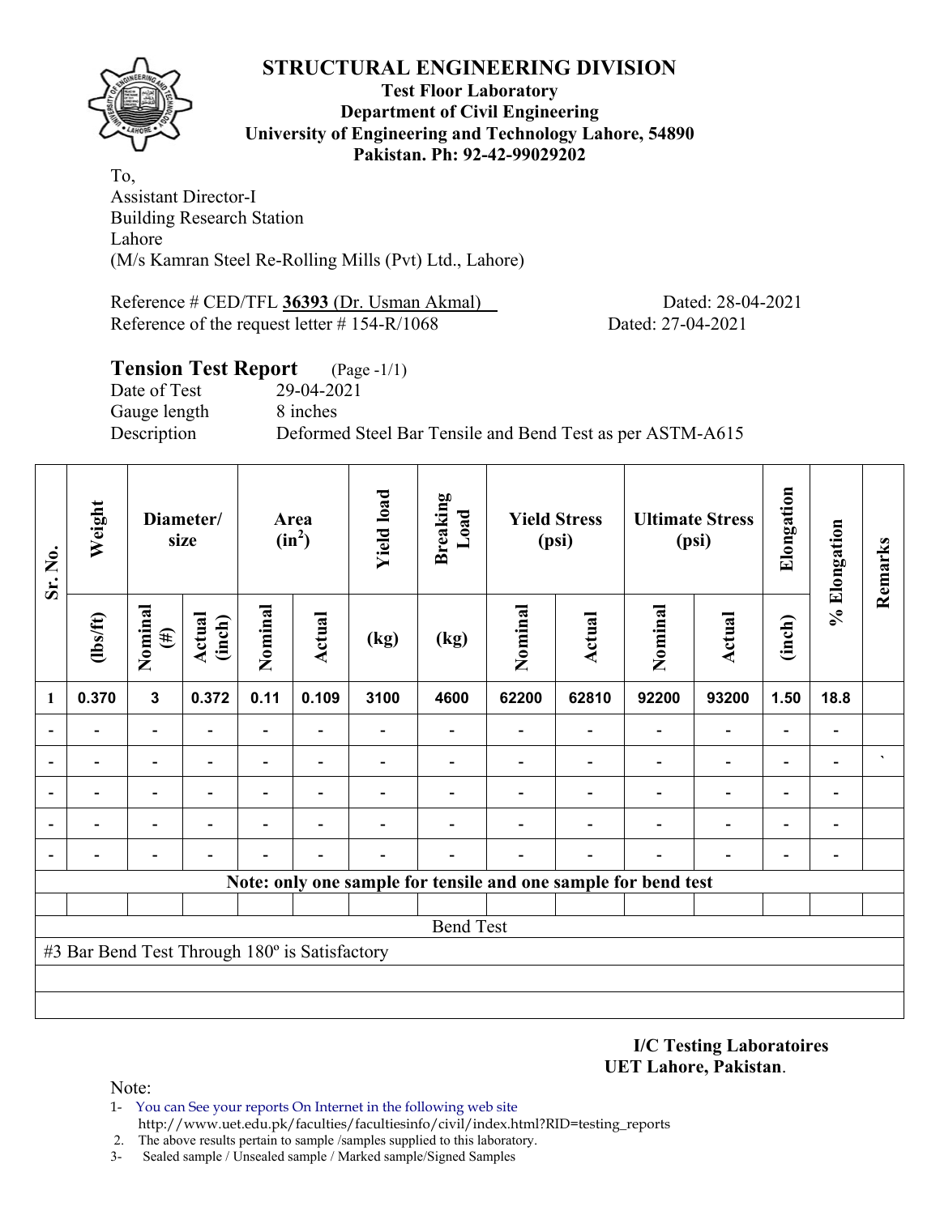# STRUCTURAL ENGINEERING DIVISION

**Test Floor Laboratory**
**Department of Civil Engineering**
**University of Engineering and Technology Lahore, 54890**
**Pakistan. Ph: 92-42-99029202**

To,
Assistant Director-I
Building Research Station
Lahore
(M/s Kamran Steel Re-Rolling Mills (Pvt) Ltd., Lahore)

Reference # CED/TFL **36393** (Dr. Usman Akmal) Dated: 28-04-2021
Reference of the request letter # 154-R/1068 Dated: 27-04-2021

## Tension Test Report (Page -1/1)

Date of Test 29-04-2021
Gauge length 8 inches
Description Deformed Steel Bar Tensile and Bend Test as per ASTM-A615

| Sr. No. | Weight | Diameter/ size | | Area ($in^2$) | | Yield load | Breaking Load | Yield Stress (psi) | | Ultimate Stress (psi) | | Elongation | % Elongation | Remarks |
|---|---|---|---|---|---|---|---|---|---|---|---|---|---|---|
| | (lbs/ft) | Nominal (#) | Actual (inch) | Nominal | Actual | (kg) | (kg) | Nominal | Actual | Nominal | Actual | (inch) | | |
| 1 | 0.370 | 3 | 0.372 | 0.11 | 0.109 | 3100 | 4600 | 62200 | 62810 | 92200 | 93200 | 1.50 | 18.8 | |
| - | - | - | - | - | - | - | - | - | - | - | - | - | - | |
| - | - | - | - | - | - | - | - | - | - | - | - | - | - | ` |
| - | - | - | - | - | - | - | - | - | - | - | - | - | - | |
| - | - | - | - | - | - | - | - | - | - | - | - | - | - | |
| - | - | - | - | - | - | - | - | - | - | - | - | - | - | |

**Note: only one sample for tensile and one sample for bend test**

Bend Test

#3 Bar Bend Test Through 180º is Satisfactory

**I/C Testing Laboratoires**
**UET Lahore, Pakistan**.

Note:
1- You can See your reports On Internet in the following web site
http://www.uet.edu.pk/faculties/facultiesinfo/civil/index.html?RID=testing_reports
2. The above results pertain to sample /samples supplied to this laboratory.
3- Sealed sample / Unsealed sample / Marked sample/Signed Samples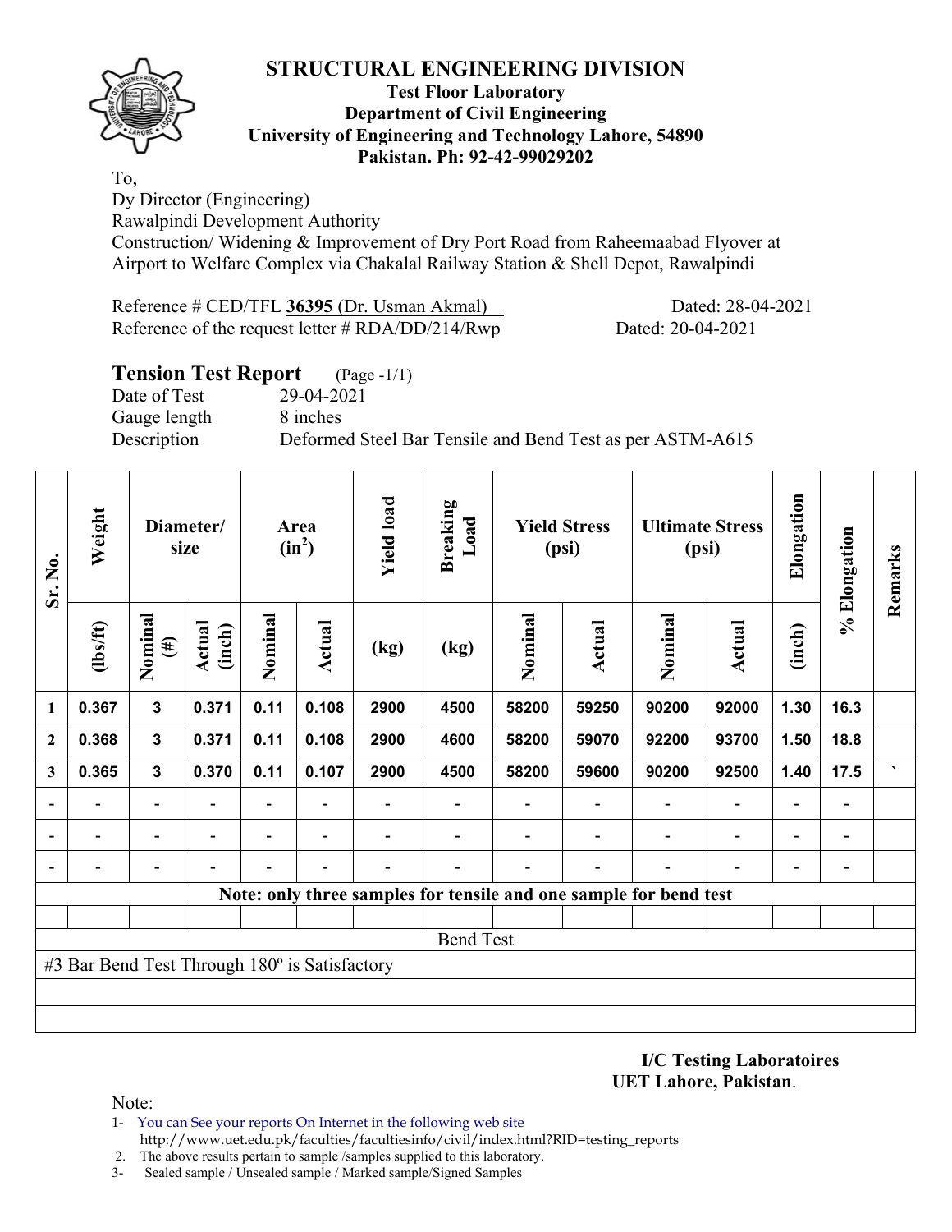# STRUCTURAL ENGINEERING DIVISION

**Test Floor Laboratory**
**Department of Civil Engineering**
**University of Engineering and Technology Lahore, 54890**
**Pakistan. Ph: 92-42-99029202**

To,
Dy Director (Engineering)
Rawalpindi Development Authority
Construction/ Widening & Improvement of Dry Port Road from Raheemaabad Flyover at Airport to Welfare Complex via Chakalal Railway Station & Shell Depot, Rawalpindi

Reference # CED/TFL **36395** (Dr. Usman Akmal) Dated: 28-04-2021
Reference of the request letter # RDA/DD/214/Rwp Dated: 20-04-2021

## Tension Test Report (Page -1/1)

Date of Test 29-04-2021
Gauge length 8 inches
Description Deformed Steel Bar Tensile and Bend Test as per ASTM-A615

| Sr. No. | Weight | Diameter/ size | | Area ($in^2$) | | Yield load | Breaking Load | Yield Stress (psi) | | Ultimate Stress (psi) | | Elongation | % Elongation | Remarks |
|---|---|---|---|---|---|---|---|---|---|---|---|---|---|---|
| | (lbs/ft) | Nominal (#) | Actual (inch) | Nominal | Actual | (kg) | (kg) | Nominal | Actual | Nominal | Actual | (inch) | | |
| 1 | 0.367 | 3 | 0.371 | 0.11 | 0.108 | 2900 | 4500 | 58200 | 59250 | 90200 | 92000 | 1.30 | 16.3 | |
| 2 | 0.368 | 3 | 0.371 | 0.11 | 0.108 | 2900 | 4600 | 58200 | 59070 | 92200 | 93700 | 1.50 | 18.8 | |
| 3 | 0.365 | 3 | 0.370 | 0.11 | 0.107 | 2900 | 4500 | 58200 | 59600 | 90200 | 92500 | 1.40 | 17.5 | ` |
| - | - | - | - | - | - | - | - | - | - | - | - | - | - | |
| - | - | - | - | - | - | - | - | - | - | - | - | - | - | |
| - | - | - | - | - | - | - | - | - | - | - | - | - | - | |

Note: only three samples for tensile and one sample for bend test

**Bend Test**

#3 Bar Bend Test Through 180º is Satisfactory

**I/C Testing Laboratoires**
**UET Lahore, Pakistan**.

Note:
1- You can See your reports On Internet in the following web site http://www.uet.edu.pk/faculties/facultiesinfo/civil/index.html?RID=testing_reports
2. The above results pertain to sample /samples supplied to this laboratory.
3- Sealed sample / Unsealed sample / Marked sample/Signed Samples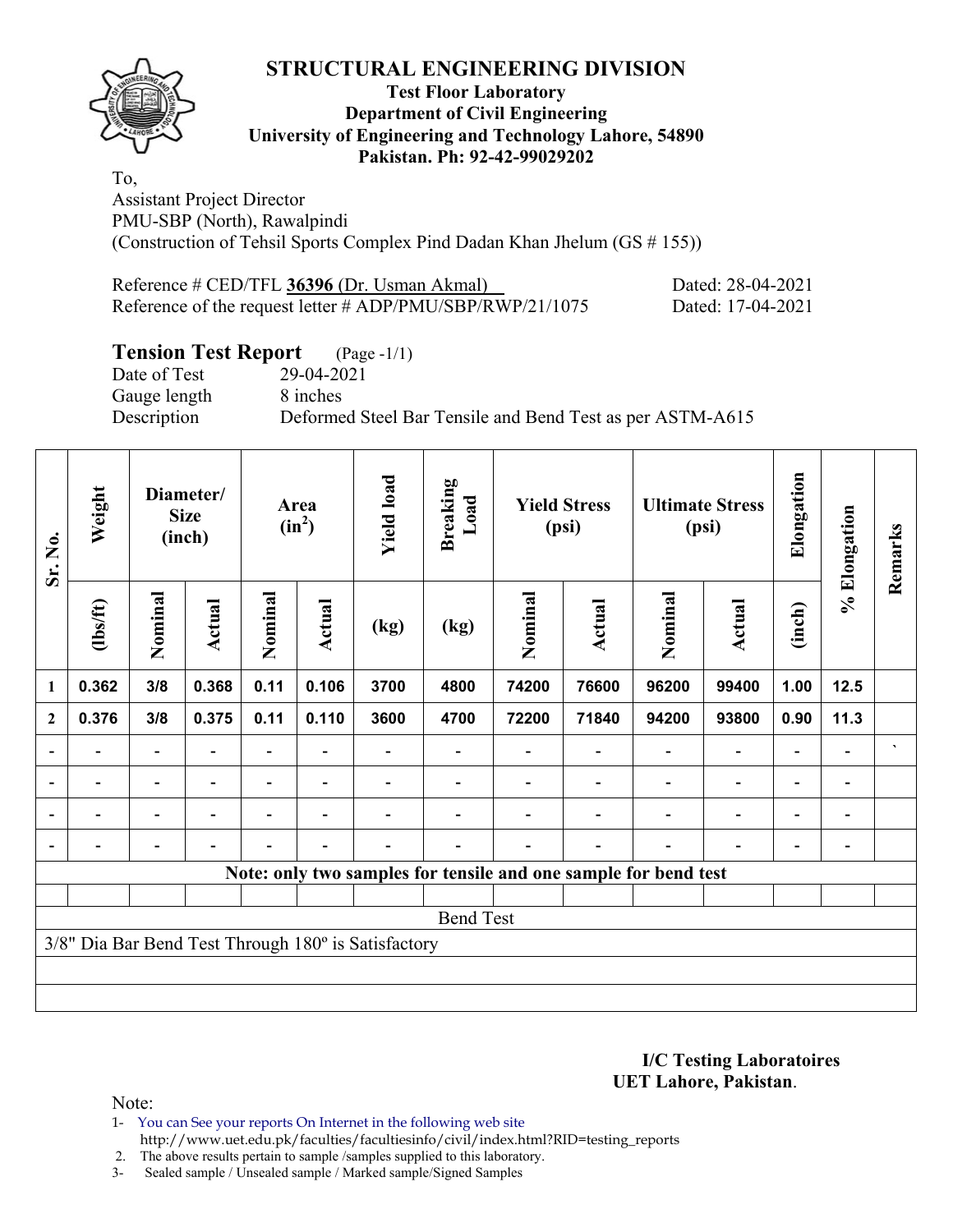# STRUCTURAL ENGINEERING DIVISION

**Test Floor Laboratory**
**Department of Civil Engineering**
**University of Engineering and Technology Lahore, 54890**
**Pakistan. Ph: 92-42-99029202**

To,
Assistant Project Director
PMU-SBP (North), Rawalpindi
(Construction of Tehsil Sports Complex Pind Dadan Khan Jhelum (GS # 155))

Reference # CED/TFL **36396** (Dr. Usman Akmal) Dated: 28-04-2021
Reference of the request letter # ADP/PMU/SBP/RWP/21/1075 Dated: 17-04-2021

## Tension Test Report (Page -1/1)

Date of Test 29-04-2021
Gauge length 8 inches
Description Deformed Steel Bar Tensile and Bend Test as per ASTM-A615

| Sr. No. | Weight | Diameter/ Size (inch) | | Area ($in^2$) | | Yield load | Breaking Load | Yield Stress (psi) | | Ultimate Stress (psi) | | Elongation | % Elongation | Remarks |
|---|---|---|---|---|---|---|---|---|---|---|---|---|---|---|
| | (lbs/ft) | Nominal | Actual | Nominal | Actual | (kg) | (kg) | Nominal | Actual | Nominal | Actual | (inch) | | |
| 1 | 0.362 | 3/8 | 0.368 | 0.11 | 0.106 | 3700 | 4800 | 74200 | 76600 | 96200 | 99400 | 1.00 | 12.5 | |
| 2 | 0.376 | 3/8 | 0.375 | 0.11 | 0.110 | 3600 | 4700 | 72200 | 71840 | 94200 | 93800 | 0.90 | 11.3 | |
| - | - | - | - | - | - | - | - | - | - | - | - | - | - | ` |
| - | - | - | - | - | - | - | - | - | - | - | - | - | - | |
| - | - | - | - | - | - | - | - | - | - | - | - | - | - | |
| - | - | - | - | - | - | - | - | - | - | - | - | - | - | |
| Note: only two samples for tensile and one sample for bend test | | | | | | | | | | | | | | |
| | | | | | | | | | | | | | | |
| Bend Test | | | | | | | | | | | | | | |
| 3/8" Dia Bar Bend Test Through 180º is Satisfactory | | | | | | | | | | | | | | |

**I/C Testing Laboratoires**
**UET Lahore, Pakistan**.

Note:
1- You can See your reports On Internet in the following web site
http://www.uet.edu.pk/faculties/facultiesinfo/civil/index.html?RID=testing_reports
2. The above results pertain to sample /samples supplied to this laboratory.
3- Sealed sample / Unsealed sample / Marked sample/Signed Samples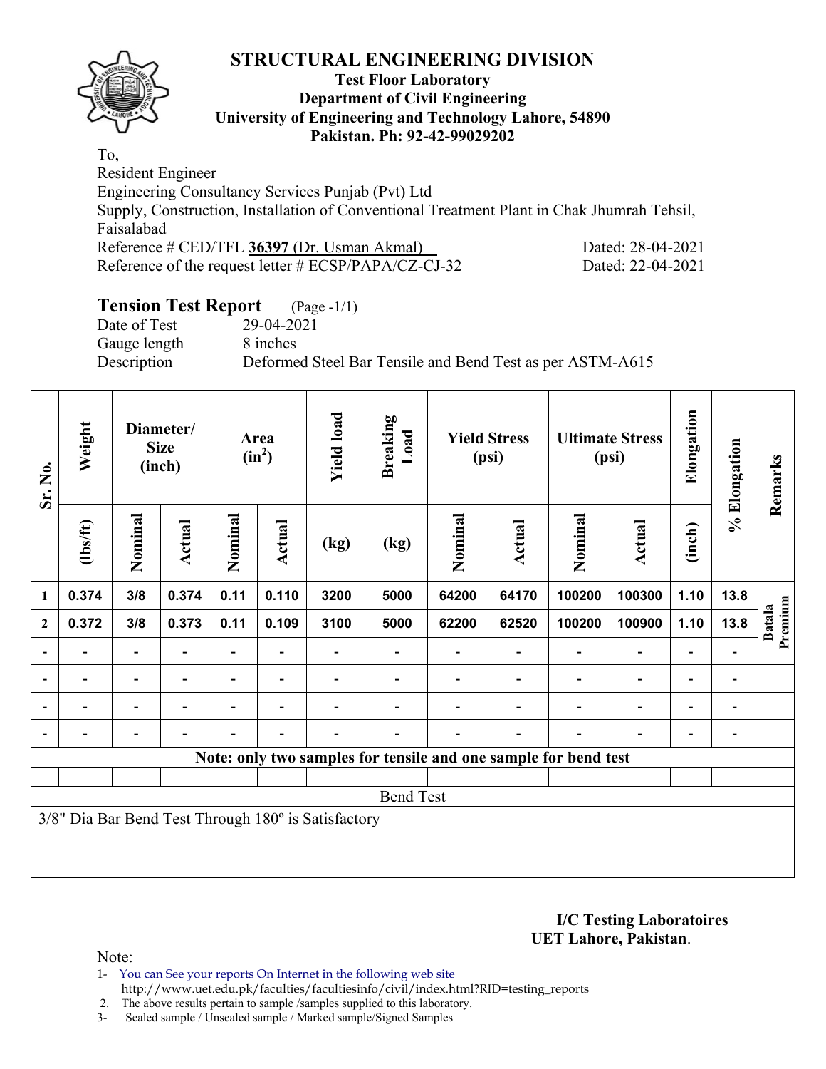# STRUCTURAL ENGINEERING DIVISION

**Test Floor Laboratory**
**Department of Civil Engineering**
**University of Engineering and Technology Lahore, 54890**
**Pakistan. Ph: 92-42-99029202**

To,
Resident Engineer
Engineering Consultancy Services Punjab (Pvt) Ltd
Supply, Construction, Installation of Conventional Treatment Plant in Chak Jhumrah Tehsil, Faisalabad
Reference # CED/TFL **36397** (Dr. Usman Akmal) Dated: 28-04-2021
Reference of the request letter # ECSP/PAPA/CZ-CJ-32 Dated: 22-04-2021

## Tension Test Report (Page -1/1)

Date of Test 29-04-2021
Gauge length 8 inches
Description Deformed Steel Bar Tensile and Bend Test as per ASTM-A615

| Sr. No. | Weight | Diameter/ Size (inch) | | Area ($in^2$) | | Yield load | Breaking Load | Yield Stress (psi) | | Ultimate Stress (psi) | | Elongation | % Elongation | Remarks |
|---|---|---|---|---|---|---|---|---|---|---|---|---|---|---|
| | (lbs/ft) | Nominal | Actual | Nominal | Actual | (kg) | (kg) | Nominal | Actual | Nominal | Actual | (inch) | | |
| 1 | 0.374 | 3/8 | 0.374 | 0.11 | 0.110 | 3200 | 5000 | 64200 | 64170 | 100200 | 100300 | 1.10 | 13.8 | Batala Premium |
| 2 | 0.372 | 3/8 | 0.373 | 0.11 | 0.109 | 3100 | 5000 | 62200 | 62520 | 100200 | 100900 | 1.10 | 13.8 | |
| - | - | - | - | - | - | - | - | - | - | - | - | - | - | |
| - | - | - | - | - | - | - | - | - | - | - | - | - | - | |
| - | - | - | - | - | - | - | - | - | - | - | - | - | - | |
| - | - | - | - | - | - | - | - | - | - | - | - | - | - | |

**Note: only two samples for tensile and one sample for bend test**

Bend Test

3/8" Dia Bar Bend Test Through 180º is Satisfactory

**I/C Testing Laboratoires**
**UET Lahore, Pakistan**.

Note:
1- You can See your reports On Internet in the following web site
http://www.uet.edu.pk/faculties/facultiesinfo/civil/index.html?RID=testing_reports
2. The above results pertain to sample /samples supplied to this laboratory.
3- Sealed sample / Unsealed sample / Marked sample/Signed Samples